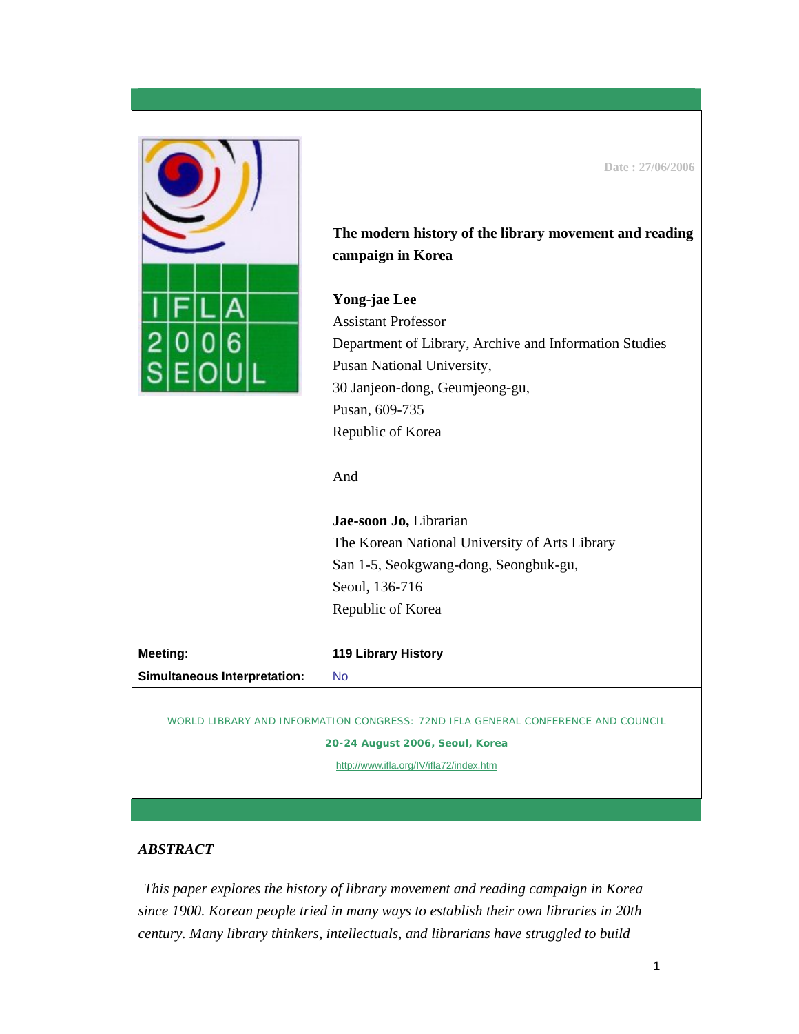Date : 27/06/2006

# The modern history of the library movement and reading campaign in Korea

**Yong-jae Lee**
Assistant Professor
Department of Library, Archive and Information Studies
Pusan National University,
30 Janjeon-dong, Geumjeong-gu,
Pusan, 609-735
Republic of Korea

And

**Jae-soon Jo,** Librarian
The Korean National University of Arts Library
San 1-5, Seokgwang-dong, Seongbuk-gu,
Seoul, 136-716
Republic of Korea

| **Meeting:** | **119 Library History** |
|---|---|
| **Simultaneous Interpretation:** | No |

WORLD LIBRARY AND INFORMATION CONGRESS: 72ND IFLA GENERAL CONFERENCE AND COUNCIL

**20-24 August 2006, Seoul, Korea**

http://www.ifla.org/IV/ifla72/index.htm

## *ABSTRACT*

*This paper explores the history of library movement and reading campaign in Korea since 1900. Korean people tried in many ways to establish their own libraries in 20th century. Many library thinkers, intellectuals, and librarians have struggled to build*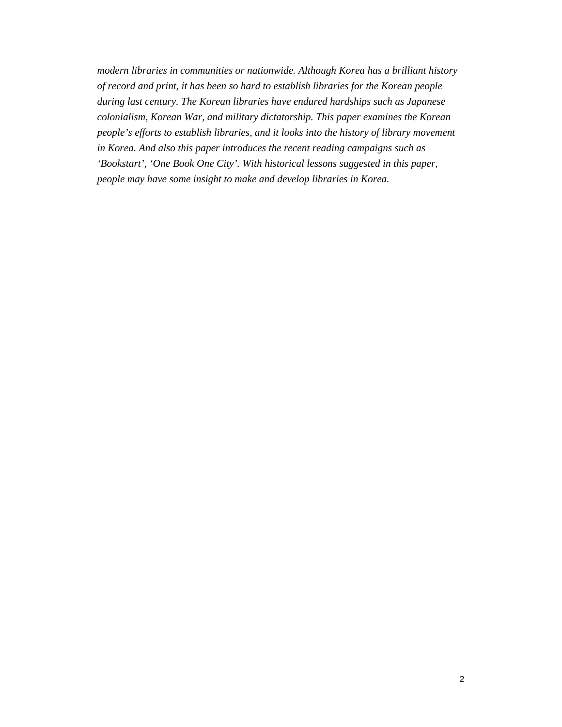*modern libraries in communities or nationwide. Although Korea has a brilliant history of record and print, it has been so hard to establish libraries for the Korean people during last century. The Korean libraries have endured hardships such as Japanese colonialism, Korean War, and military dictatorship. This paper examines the Korean people's efforts to establish libraries, and it looks into the history of library movement in Korea. And also this paper introduces the recent reading campaigns such as 'Bookstart', 'One Book One City'. With historical lessons suggested in this paper, people may have some insight to make and develop libraries in Korea.*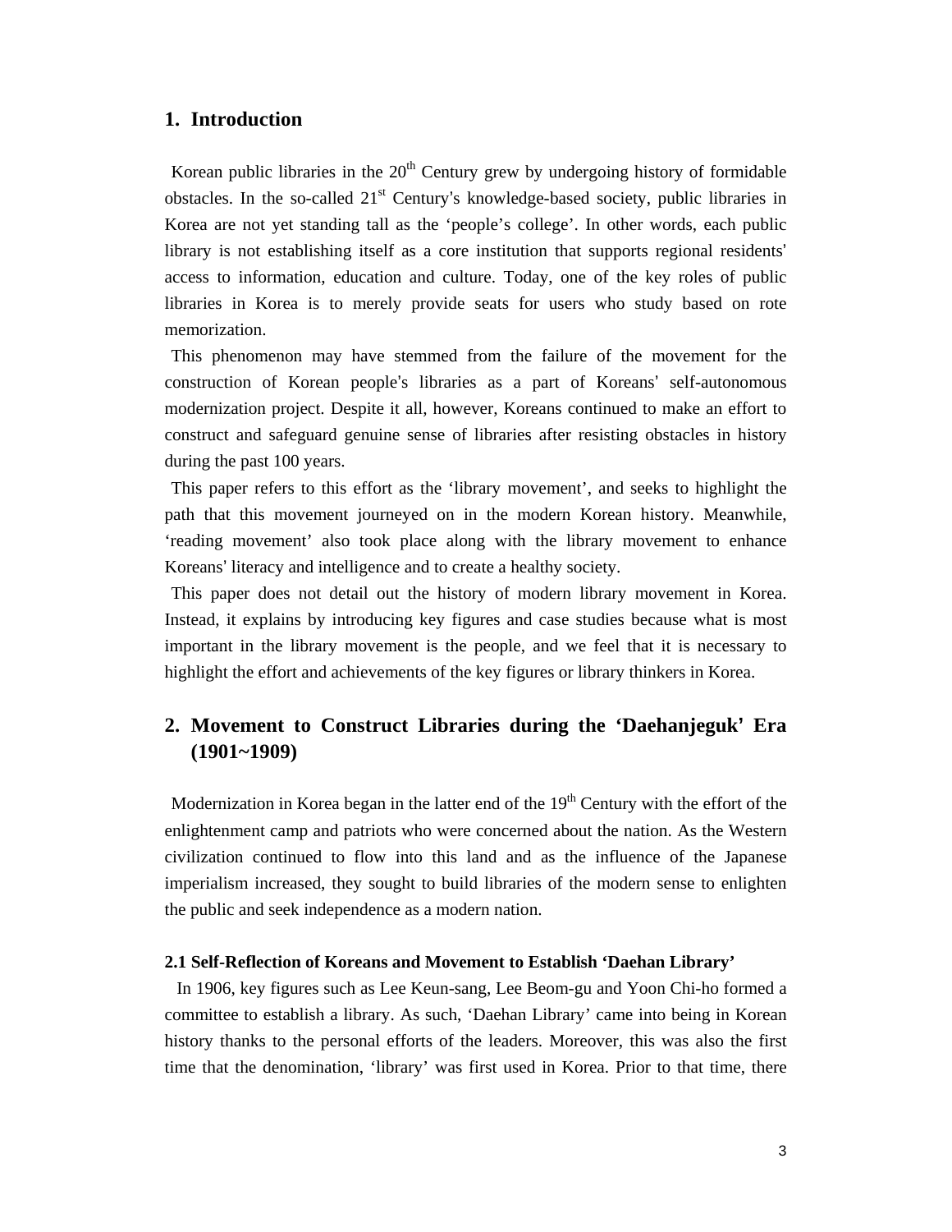## 1. Introduction

Korean public libraries in the 20th Century grew by undergoing history of formidable obstacles. In the so-called 21st Century's knowledge-based society, public libraries in Korea are not yet standing tall as the 'people's college'. In other words, each public library is not establishing itself as a core institution that supports regional residents' access to information, education and culture. Today, one of the key roles of public libraries in Korea is to merely provide seats for users who study based on rote memorization.

This phenomenon may have stemmed from the failure of the movement for the construction of Korean people's libraries as a part of Koreans' self-autonomous modernization project. Despite it all, however, Koreans continued to make an effort to construct and safeguard genuine sense of libraries after resisting obstacles in history during the past 100 years.

This paper refers to this effort as the 'library movement', and seeks to highlight the path that this movement journeyed on in the modern Korean history. Meanwhile, 'reading movement' also took place along with the library movement to enhance Koreans' literacy and intelligence and to create a healthy society.

This paper does not detail out the history of modern library movement in Korea. Instead, it explains by introducing key figures and case studies because what is most important in the library movement is the people, and we feel that it is necessary to highlight the effort and achievements of the key figures or library thinkers in Korea.

## 2. Movement to Construct Libraries during the 'Daehanjeguk' Era (1901~1909)

Modernization in Korea began in the latter end of the 19th Century with the effort of the enlightenment camp and patriots who were concerned about the nation. As the Western civilization continued to flow into this land and as the influence of the Japanese imperialism increased, they sought to build libraries of the modern sense to enlighten the public and seek independence as a modern nation.

### 2.1 Self-Reflection of Koreans and Movement to Establish 'Daehan Library'

In 1906, key figures such as Lee Keun-sang, Lee Beom-gu and Yoon Chi-ho formed a committee to establish a library. As such, 'Daehan Library' came into being in Korean history thanks to the personal efforts of the leaders. Moreover, this was also the first time that the denomination, 'library' was first used in Korea. Prior to that time, there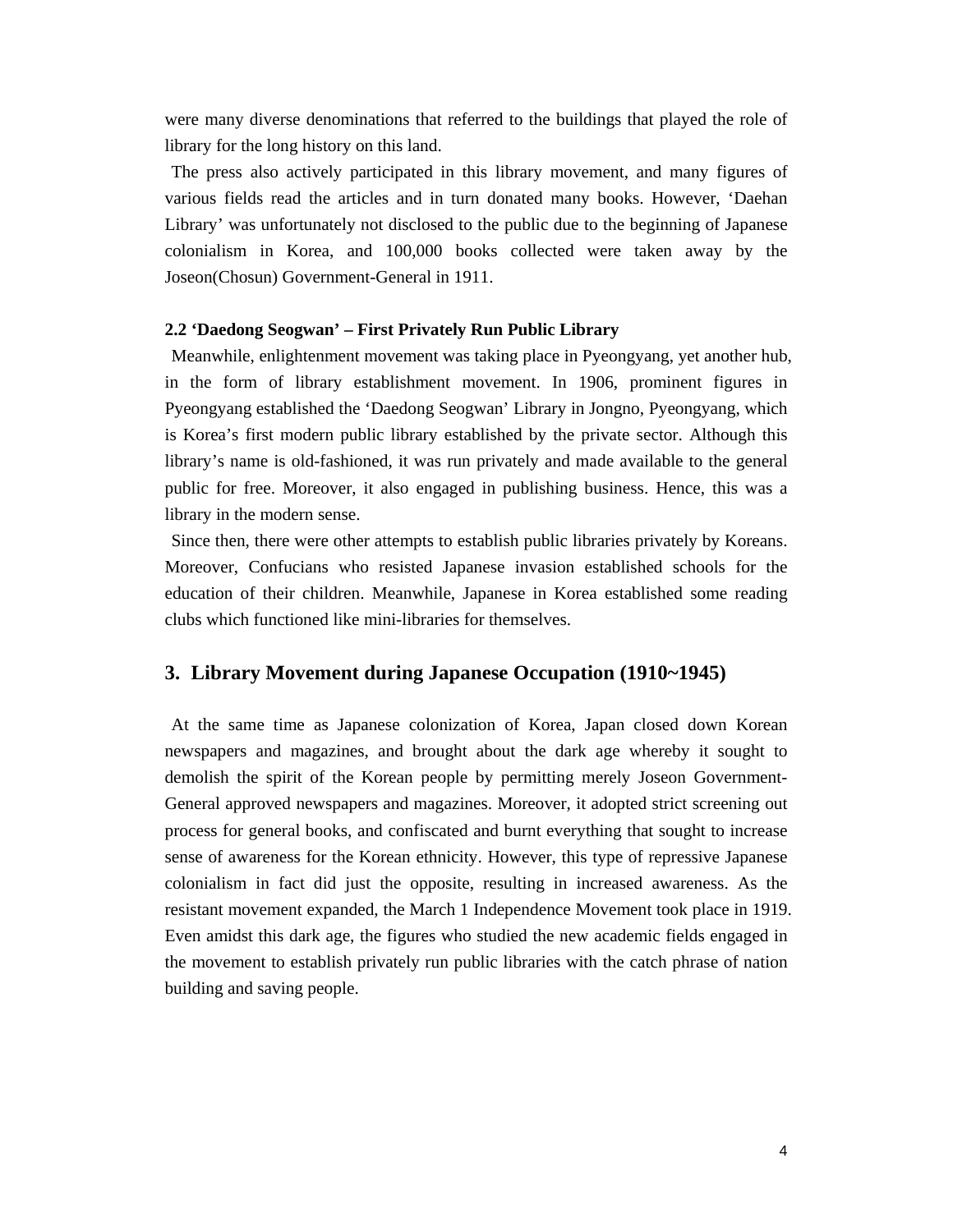were many diverse denominations that referred to the buildings that played the role of library for the long history on this land.

The press also actively participated in this library movement, and many figures of various fields read the articles and in turn donated many books. However, 'Daehan Library' was unfortunately not disclosed to the public due to the beginning of Japanese colonialism in Korea, and 100,000 books collected were taken away by the Joseon(Chosun) Government-General in 1911.

### 2.2 'Daedong Seogwan' – First Privately Run Public Library

Meanwhile, enlightenment movement was taking place in Pyeongyang, yet another hub, in the form of library establishment movement. In 1906, prominent figures in Pyeongyang established the 'Daedong Seogwan' Library in Jongno, Pyeongyang, which is Korea's first modern public library established by the private sector. Although this library's name is old-fashioned, it was run privately and made available to the general public for free. Moreover, it also engaged in publishing business. Hence, this was a library in the modern sense.

Since then, there were other attempts to establish public libraries privately by Koreans. Moreover, Confucians who resisted Japanese invasion established schools for the education of their children. Meanwhile, Japanese in Korea established some reading clubs which functioned like mini-libraries for themselves.

## 3. Library Movement during Japanese Occupation (1910~1945)

At the same time as Japanese colonization of Korea, Japan closed down Korean newspapers and magazines, and brought about the dark age whereby it sought to demolish the spirit of the Korean people by permitting merely Joseon Government-General approved newspapers and magazines. Moreover, it adopted strict screening out process for general books, and confiscated and burnt everything that sought to increase sense of awareness for the Korean ethnicity. However, this type of repressive Japanese colonialism in fact did just the opposite, resulting in increased awareness. As the resistant movement expanded, the March 1 Independence Movement took place in 1919. Even amidst this dark age, the figures who studied the new academic fields engaged in the movement to establish privately run public libraries with the catch phrase of nation building and saving people.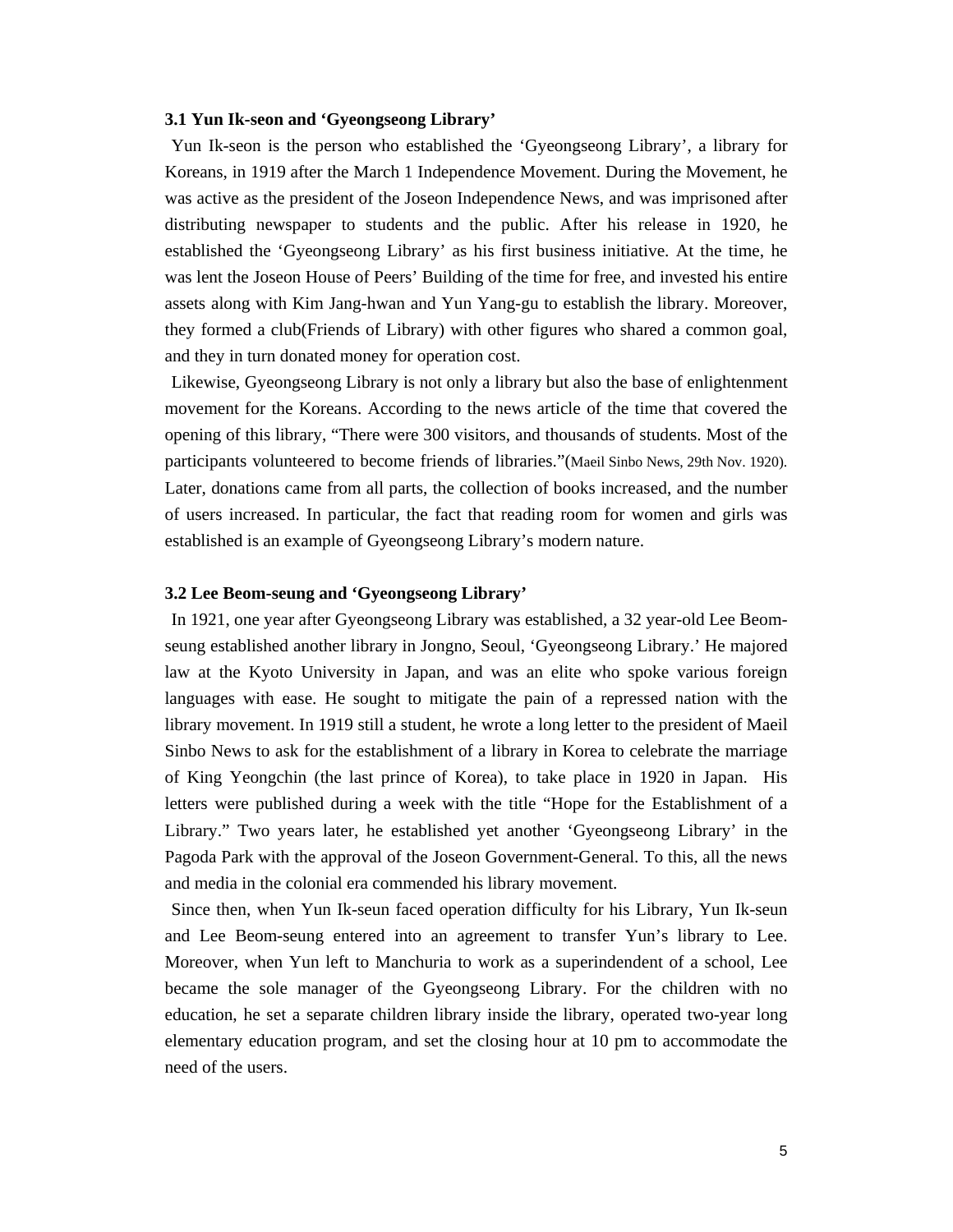### 3.1 Yun Ik-seon and 'Gyeongseong Library'

Yun Ik-seon is the person who established the 'Gyeongseong Library', a library for Koreans, in 1919 after the March 1 Independence Movement. During the Movement, he was active as the president of the Joseon Independence News, and was imprisoned after distributing newspaper to students and the public. After his release in 1920, he established the 'Gyeongseong Library' as his first business initiative. At the time, he was lent the Joseon House of Peers' Building of the time for free, and invested his entire assets along with Kim Jang-hwan and Yun Yang-gu to establish the library. Moreover, they formed a club(Friends of Library) with other figures who shared a common goal, and they in turn donated money for operation cost.

Likewise, Gyeongseong Library is not only a library but also the base of enlightenment movement for the Koreans. According to the news article of the time that covered the opening of this library, "There were 300 visitors, and thousands of students. Most of the participants volunteered to become friends of libraries."(Maeil Sinbo News, 29th Nov. 1920). Later, donations came from all parts, the collection of books increased, and the number of users increased. In particular, the fact that reading room for women and girls was established is an example of Gyeongseong Library's modern nature.

### 3.2 Lee Beom-seung and 'Gyeongseong Library'

In 1921, one year after Gyeongseong Library was established, a 32 year-old Lee Beom-seung established another library in Jongno, Seoul, 'Gyeongseong Library.' He majored law at the Kyoto University in Japan, and was an elite who spoke various foreign languages with ease. He sought to mitigate the pain of a repressed nation with the library movement. In 1919 still a student, he wrote a long letter to the president of Maeil Sinbo News to ask for the establishment of a library in Korea to celebrate the marriage of King Yeongchin (the last prince of Korea), to take place in 1920 in Japan. His letters were published during a week with the title "Hope for the Establishment of a Library." Two years later, he established yet another 'Gyeongseong Library' in the Pagoda Park with the approval of the Joseon Government-General. To this, all the news and media in the colonial era commended his library movement.

Since then, when Yun Ik-seun faced operation difficulty for his Library, Yun Ik-seun and Lee Beom-seung entered into an agreement to transfer Yun's library to Lee. Moreover, when Yun left to Manchuria to work as a superindendent of a school, Lee became the sole manager of the Gyeongseong Library. For the children with no education, he set a separate children library inside the library, operated two-year long elementary education program, and set the closing hour at 10 pm to accommodate the need of the users.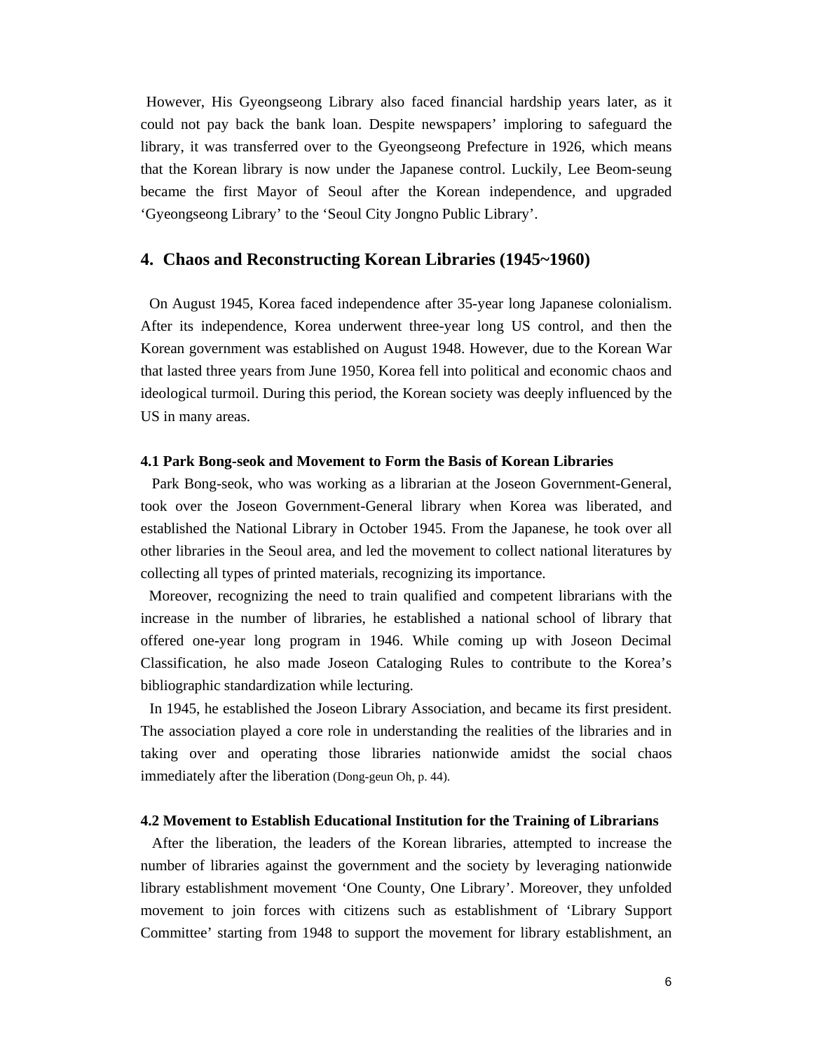However, His Gyeongseong Library also faced financial hardship years later, as it could not pay back the bank loan. Despite newspapers' imploring to safeguard the library, it was transferred over to the Gyeongseong Prefecture in 1926, which means that the Korean library is now under the Japanese control. Luckily, Lee Beom-seung became the first Mayor of Seoul after the Korean independence, and upgraded 'Gyeongseong Library' to the 'Seoul City Jongno Public Library'.

## 4. Chaos and Reconstructing Korean Libraries (1945~1960)

On August 1945, Korea faced independence after 35-year long Japanese colonialism. After its independence, Korea underwent three-year long US control, and then the Korean government was established on August 1948. However, due to the Korean War that lasted three years from June 1950, Korea fell into political and economic chaos and ideological turmoil. During this period, the Korean society was deeply influenced by the US in many areas.

### 4.1 Park Bong-seok and Movement to Form the Basis of Korean Libraries

Park Bong-seok, who was working as a librarian at the Joseon Government-General, took over the Joseon Government-General library when Korea was liberated, and established the National Library in October 1945. From the Japanese, he took over all other libraries in the Seoul area, and led the movement to collect national literatures by collecting all types of printed materials, recognizing its importance.

Moreover, recognizing the need to train qualified and competent librarians with the increase in the number of libraries, he established a national school of library that offered one-year long program in 1946. While coming up with Joseon Decimal Classification, he also made Joseon Cataloging Rules to contribute to the Korea's bibliographic standardization while lecturing.

In 1945, he established the Joseon Library Association, and became its first president. The association played a core role in understanding the realities of the libraries and in taking over and operating those libraries nationwide amidst the social chaos immediately after the liberation (Dong-geun Oh, p. 44).

### 4.2 Movement to Establish Educational Institution for the Training of Librarians

After the liberation, the leaders of the Korean libraries, attempted to increase the number of libraries against the government and the society by leveraging nationwide library establishment movement 'One County, One Library'. Moreover, they unfolded movement to join forces with citizens such as establishment of 'Library Support Committee' starting from 1948 to support the movement for library establishment, an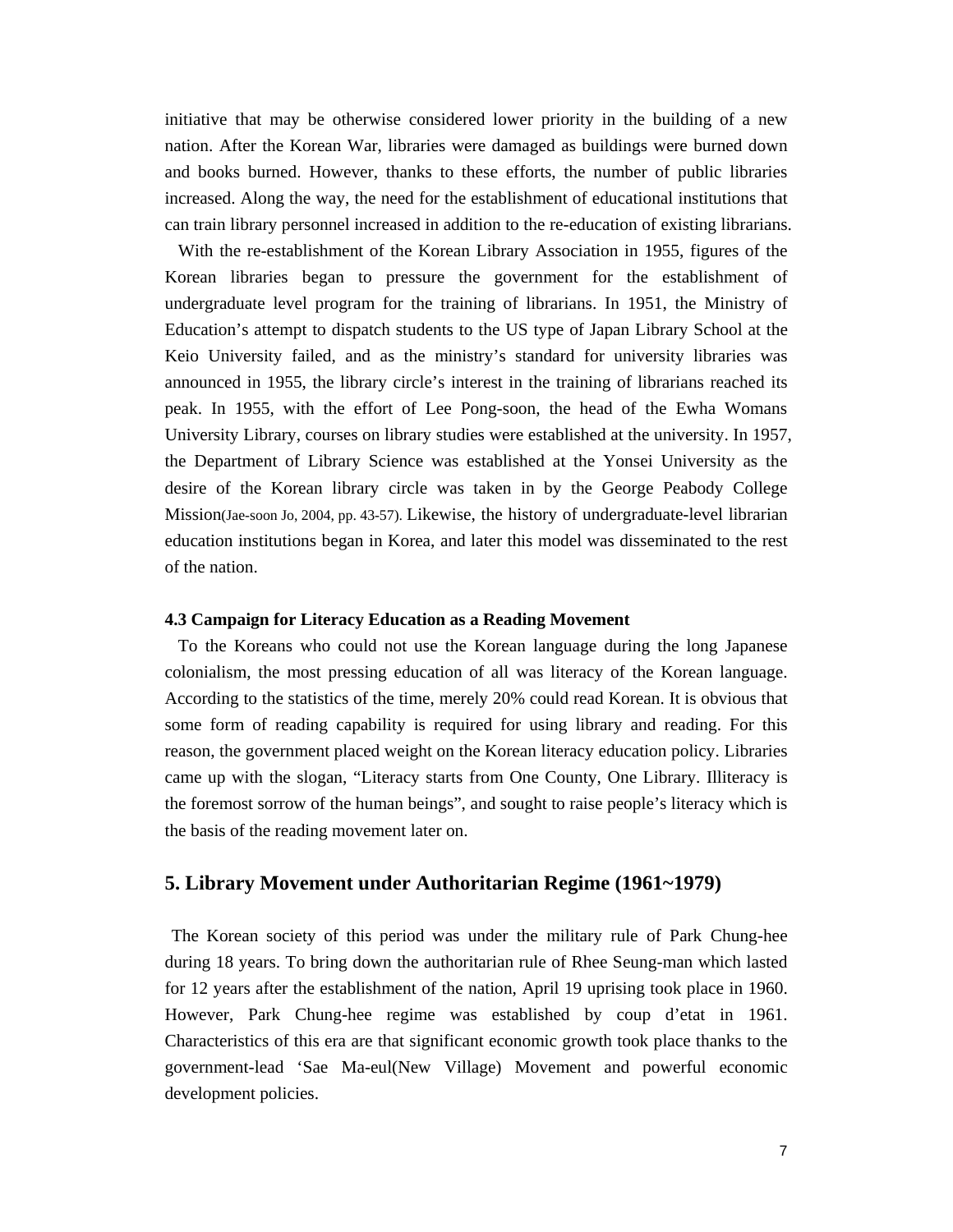initiative that may be otherwise considered lower priority in the building of a new nation. After the Korean War, libraries were damaged as buildings were burned down and books burned. However, thanks to these efforts, the number of public libraries increased. Along the way, the need for the establishment of educational institutions that can train library personnel increased in addition to the re-education of existing librarians.

With the re-establishment of the Korean Library Association in 1955, figures of the Korean libraries began to pressure the government for the establishment of undergraduate level program for the training of librarians. In 1951, the Ministry of Education's attempt to dispatch students to the US type of Japan Library School at the Keio University failed, and as the ministry's standard for university libraries was announced in 1955, the library circle's interest in the training of librarians reached its peak. In 1955, with the effort of Lee Pong-soon, the head of the Ewha Womans University Library, courses on library studies were established at the university. In 1957, the Department of Library Science was established at the Yonsei University as the desire of the Korean library circle was taken in by the George Peabody College Mission(Jae-soon Jo, 2004, pp. 43-57). Likewise, the history of undergraduate-level librarian education institutions began in Korea, and later this model was disseminated to the rest of the nation.

### 4.3 Campaign for Literacy Education as a Reading Movement

To the Koreans who could not use the Korean language during the long Japanese colonialism, the most pressing education of all was literacy of the Korean language. According to the statistics of the time, merely 20% could read Korean. It is obvious that some form of reading capability is required for using library and reading. For this reason, the government placed weight on the Korean literacy education policy. Libraries came up with the slogan, "Literacy starts from One County, One Library. Illiteracy is the foremost sorrow of the human beings", and sought to raise people's literacy which is the basis of the reading movement later on.

## 5. Library Movement under Authoritarian Regime (1961~1979)

The Korean society of this period was under the military rule of Park Chung-hee during 18 years. To bring down the authoritarian rule of Rhee Seung-man which lasted for 12 years after the establishment of the nation, April 19 uprising took place in 1960. However, Park Chung-hee regime was established by coup d'etat in 1961. Characteristics of this era are that significant economic growth took place thanks to the government-lead 'Sae Ma-eul(New Village) Movement and powerful economic development policies.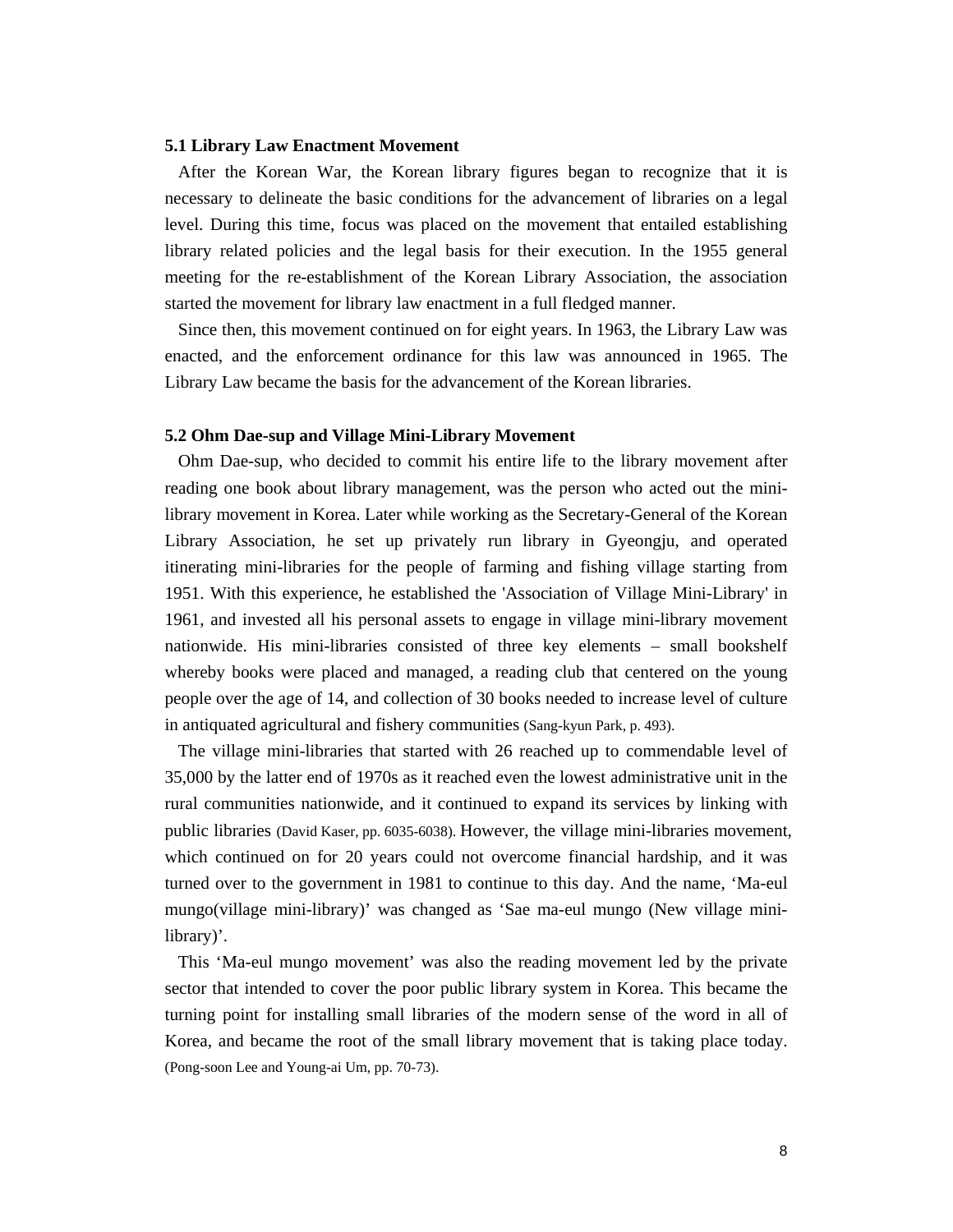### 5.1 Library Law Enactment Movement

After the Korean War, the Korean library figures began to recognize that it is necessary to delineate the basic conditions for the advancement of libraries on a legal level. During this time, focus was placed on the movement that entailed establishing library related policies and the legal basis for their execution. In the 1955 general meeting for the re-establishment of the Korean Library Association, the association started the movement for library law enactment in a full fledged manner.

Since then, this movement continued on for eight years. In 1963, the Library Law was enacted, and the enforcement ordinance for this law was announced in 1965. The Library Law became the basis for the advancement of the Korean libraries.

### 5.2 Ohm Dae-sup and Village Mini-Library Movement

Ohm Dae-sup, who decided to commit his entire life to the library movement after reading one book about library management, was the person who acted out the mini-library movement in Korea. Later while working as the Secretary-General of the Korean Library Association, he set up privately run library in Gyeongju, and operated itinerating mini-libraries for the people of farming and fishing village starting from 1951. With this experience, he established the 'Association of Village Mini-Library' in 1961, and invested all his personal assets to engage in village mini-library movement nationwide. His mini-libraries consisted of three key elements – small bookshelf whereby books were placed and managed, a reading club that centered on the young people over the age of 14, and collection of 30 books needed to increase level of culture in antiquated agricultural and fishery communities (Sang-kyun Park, p. 493).

The village mini-libraries that started with 26 reached up to commendable level of 35,000 by the latter end of 1970s as it reached even the lowest administrative unit in the rural communities nationwide, and it continued to expand its services by linking with public libraries (David Kaser, pp. 6035-6038). However, the village mini-libraries movement, which continued on for 20 years could not overcome financial hardship, and it was turned over to the government in 1981 to continue to this day. And the name, ‘Ma-eul mungo(village mini-library)’ was changed as ‘Sae ma-eul mungo (New village mini-library)’.

This ‘Ma-eul mungo movement’ was also the reading movement led by the private sector that intended to cover the poor public library system in Korea. This became the turning point for installing small libraries of the modern sense of the word in all of Korea, and became the root of the small library movement that is taking place today. (Pong-soon Lee and Young-ai Um, pp. 70-73).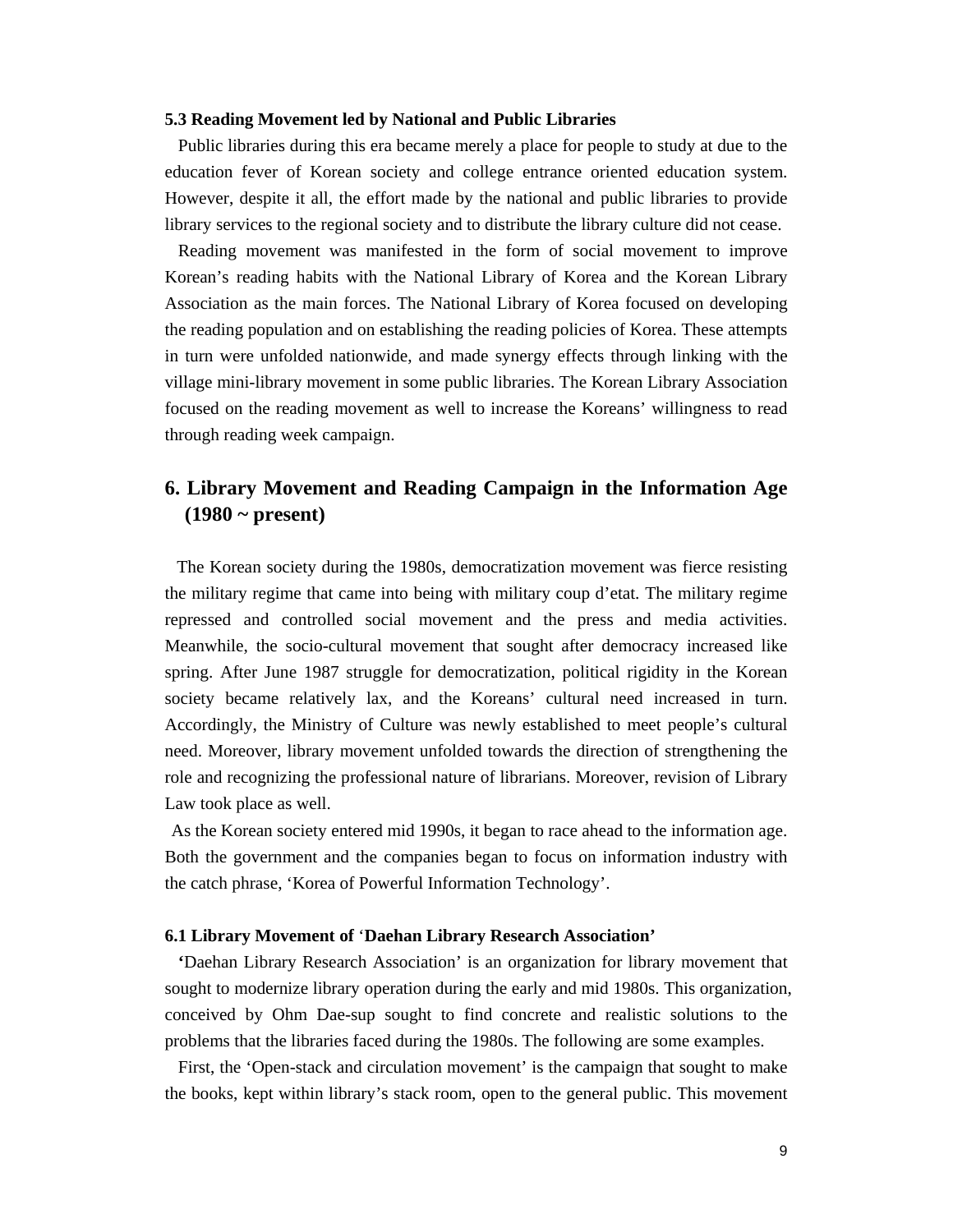### 5.3 Reading Movement led by National and Public Libraries

Public libraries during this era became merely a place for people to study at due to the education fever of Korean society and college entrance oriented education system. However, despite it all, the effort made by the national and public libraries to provide library services to the regional society and to distribute the library culture did not cease.

Reading movement was manifested in the form of social movement to improve Korean's reading habits with the National Library of Korea and the Korean Library Association as the main forces. The National Library of Korea focused on developing the reading population and on establishing the reading policies of Korea. These attempts in turn were unfolded nationwide, and made synergy effects through linking with the village mini-library movement in some public libraries. The Korean Library Association focused on the reading movement as well to increase the Koreans' willingness to read through reading week campaign.

## 6. Library Movement and Reading Campaign in the Information Age (1980 ~ present)

The Korean society during the 1980s, democratization movement was fierce resisting the military regime that came into being with military coup d'etat. The military regime repressed and controlled social movement and the press and media activities. Meanwhile, the socio-cultural movement that sought after democracy increased like spring. After June 1987 struggle for democratization, political rigidity in the Korean society became relatively lax, and the Koreans' cultural need increased in turn. Accordingly, the Ministry of Culture was newly established to meet people's cultural need. Moreover, library movement unfolded towards the direction of strengthening the role and recognizing the professional nature of librarians. Moreover, revision of Library Law took place as well.

As the Korean society entered mid 1990s, it began to race ahead to the information age. Both the government and the companies began to focus on information industry with the catch phrase, 'Korea of Powerful Information Technology'.

### 6.1 Library Movement of 'Daehan Library Research Association'

'Daehan Library Research Association' is an organization for library movement that sought to modernize library operation during the early and mid 1980s. This organization, conceived by Ohm Dae-sup sought to find concrete and realistic solutions to the problems that the libraries faced during the 1980s. The following are some examples.

First, the 'Open-stack and circulation movement' is the campaign that sought to make the books, kept within library's stack room, open to the general public. This movement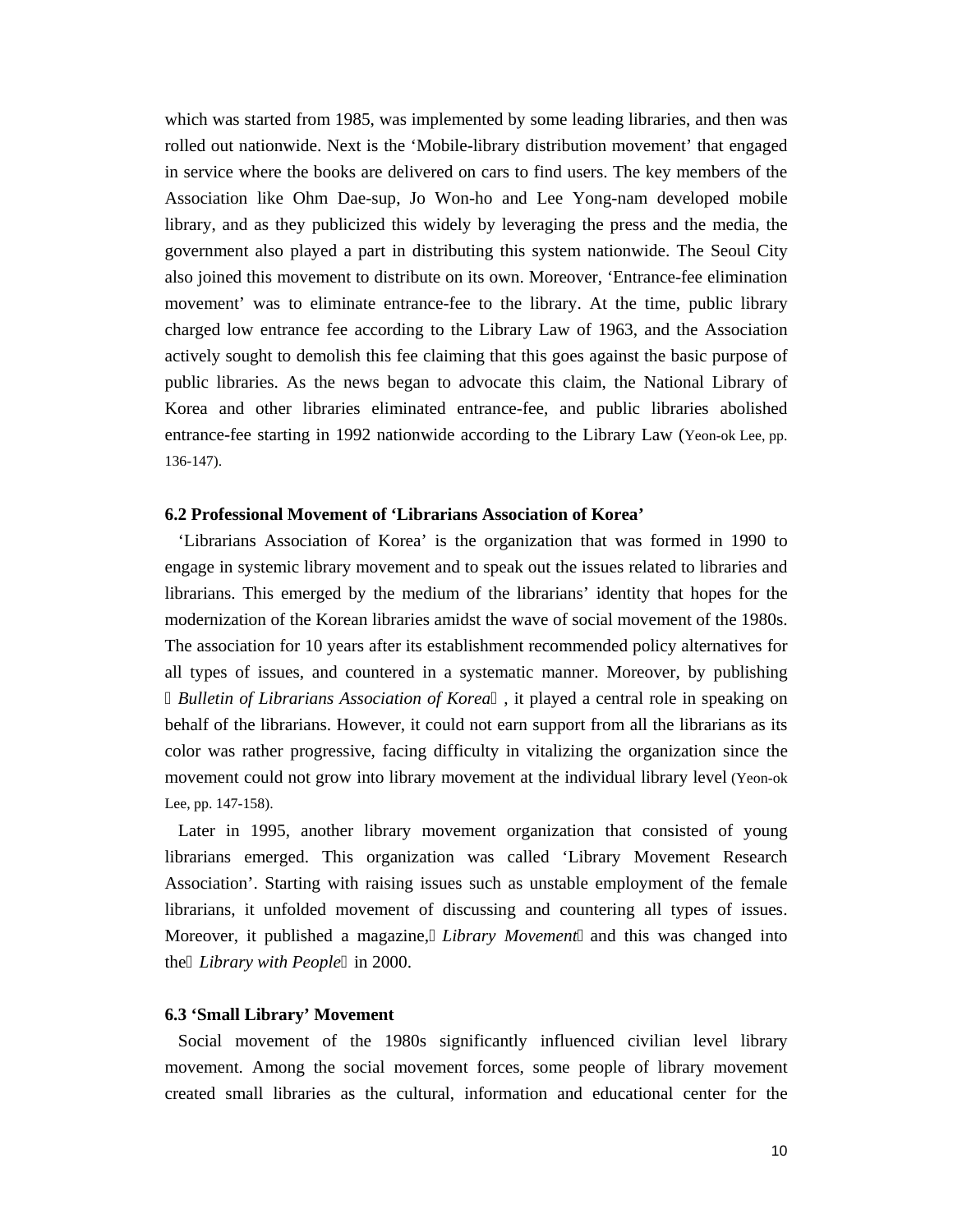which was started from 1985, was implemented by some leading libraries, and then was rolled out nationwide. Next is the 'Mobile-library distribution movement' that engaged in service where the books are delivered on cars to find users. The key members of the Association like Ohm Dae-sup, Jo Won-ho and Lee Yong-nam developed mobile library, and as they publicized this widely by leveraging the press and the media, the government also played a part in distributing this system nationwide. The Seoul City also joined this movement to distribute on its own. Moreover, 'Entrance-fee elimination movement' was to eliminate entrance-fee to the library. At the time, public library charged low entrance fee according to the Library Law of 1963, and the Association actively sought to demolish this fee claiming that this goes against the basic purpose of public libraries. As the news began to advocate this claim, the National Library of Korea and other libraries eliminated entrance-fee, and public libraries abolished entrance-fee starting in 1992 nationwide according to the Library Law (Yeon-ok Lee, pp. 136-147).

### 6.2 Professional Movement of 'Librarians Association of Korea'

'Librarians Association of Korea' is the organization that was formed in 1990 to engage in systemic library movement and to speak out the issues related to libraries and librarians. This emerged by the medium of the librarians' identity that hopes for the modernization of the Korean libraries amidst the wave of social movement of the 1980s. The association for 10 years after its establishment recommended policy alternatives for all types of issues, and countered in a systematic manner. Moreover, by publishing 『*Bulletin of Librarians Association of Korea*』, it played a central role in speaking on behalf of the librarians. However, it could not earn support from all the librarians as its color was rather progressive, facing difficulty in vitalizing the organization since the movement could not grow into library movement at the individual library level (Yeon-ok Lee, pp. 147-158).

Later in 1995, another library movement organization that consisted of young librarians emerged. This organization was called 'Library Movement Research Association'. Starting with raising issues such as unstable employment of the female librarians, it unfolded movement of discussing and countering all types of issues. Moreover, it published a magazine,『*Library Movement*』and this was changed into the『*Library with People*』in 2000.

### 6.3 'Small Library' Movement

Social movement of the 1980s significantly influenced civilian level library movement. Among the social movement forces, some people of library movement created small libraries as the cultural, information and educational center for the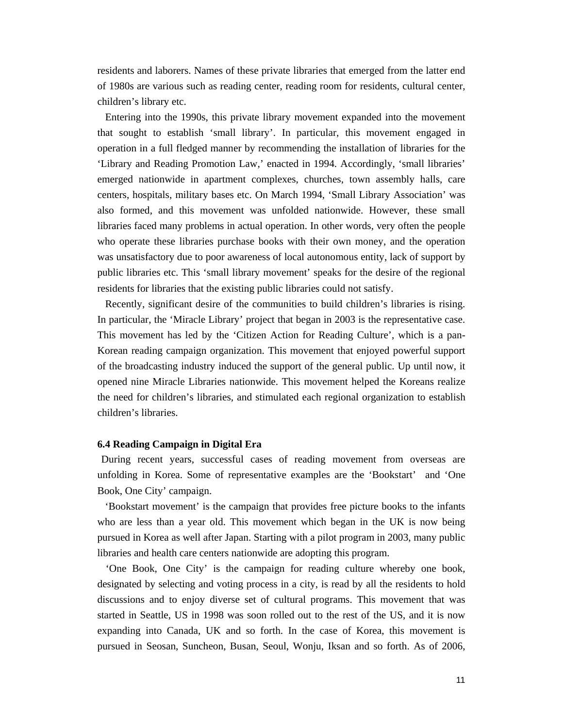residents and laborers. Names of these private libraries that emerged from the latter end of 1980s are various such as reading center, reading room for residents, cultural center, children's library etc.

Entering into the 1990s, this private library movement expanded into the movement that sought to establish 'small library'. In particular, this movement engaged in operation in a full fledged manner by recommending the installation of libraries for the 'Library and Reading Promotion Law,' enacted in 1994. Accordingly, 'small libraries' emerged nationwide in apartment complexes, churches, town assembly halls, care centers, hospitals, military bases etc. On March 1994, 'Small Library Association' was also formed, and this movement was unfolded nationwide. However, these small libraries faced many problems in actual operation. In other words, very often the people who operate these libraries purchase books with their own money, and the operation was unsatisfactory due to poor awareness of local autonomous entity, lack of support by public libraries etc. This 'small library movement' speaks for the desire of the regional residents for libraries that the existing public libraries could not satisfy.

Recently, significant desire of the communities to build children's libraries is rising. In particular, the 'Miracle Library' project that began in 2003 is the representative case. This movement has led by the 'Citizen Action for Reading Culture', which is a pan-Korean reading campaign organization. This movement that enjoyed powerful support of the broadcasting industry induced the support of the general public. Up until now, it opened nine Miracle Libraries nationwide. This movement helped the Koreans realize the need for children's libraries, and stimulated each regional organization to establish children's libraries.

**6.4 Reading Campaign in Digital Era**

During recent years, successful cases of reading movement from overseas are unfolding in Korea. Some of representative examples are the 'Bookstart' and 'One Book, One City' campaign.

'Bookstart movement' is the campaign that provides free picture books to the infants who are less than a year old. This movement which began in the UK is now being pursued in Korea as well after Japan. Starting with a pilot program in 2003, many public libraries and health care centers nationwide are adopting this program.

'One Book, One City' is the campaign for reading culture whereby one book, designated by selecting and voting process in a city, is read by all the residents to hold discussions and to enjoy diverse set of cultural programs. This movement that was started in Seattle, US in 1998 was soon rolled out to the rest of the US, and it is now expanding into Canada, UK and so forth. In the case of Korea, this movement is pursued in Seosan, Suncheon, Busan, Seoul, Wonju, Iksan and so forth. As of 2006,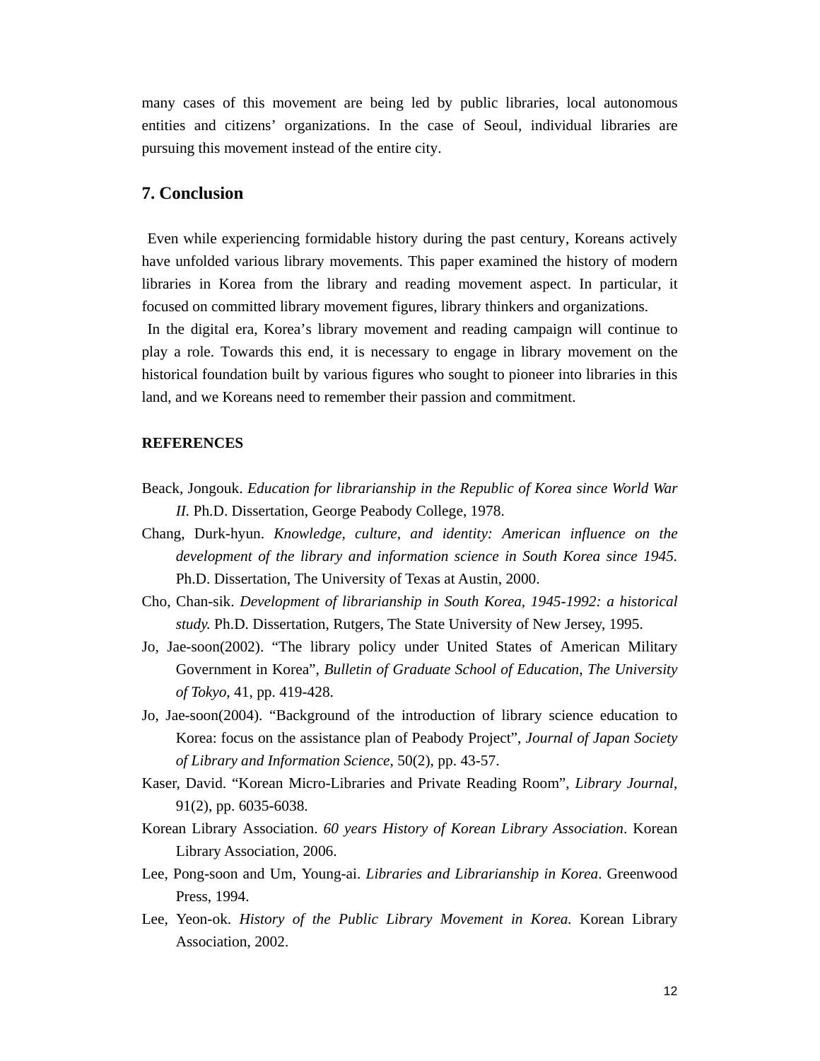many cases of this movement are being led by public libraries, local autonomous entities and citizens' organizations. In the case of Seoul, individual libraries are pursuing this movement instead of the entire city.

## 7. Conclusion

Even while experiencing formidable history during the past century, Koreans actively have unfolded various library movements. This paper examined the history of modern libraries in Korea from the library and reading movement aspect. In particular, it focused on committed library movement figures, library thinkers and organizations.

In the digital era, Korea's library movement and reading campaign will continue to play a role. Towards this end, it is necessary to engage in library movement on the historical foundation built by various figures who sought to pioneer into libraries in this land, and we Koreans need to remember their passion and commitment.

**REFERENCES**

Beack, Jongouk. *Education for librarianship in the Republic of Korea since World War II.* Ph.D. Dissertation, George Peabody College, 1978.

Chang, Durk-hyun. *Knowledge, culture, and identity: American influence on the development of the library and information science in South Korea since 1945.* Ph.D. Dissertation, The University of Texas at Austin, 2000.

Cho, Chan-sik. *Development of librarianship in South Korea, 1945-1992: a historical study.* Ph.D. Dissertation, Rutgers, The State University of New Jersey, 1995.

Jo, Jae-soon(2002). "The library policy under United States of American Military Government in Korea", *Bulletin of Graduate School of Education, The University of Tokyo*, 41, pp. 419-428.

Jo, Jae-soon(2004). "Background of the introduction of library science education to Korea: focus on the assistance plan of Peabody Project", *Journal of Japan Society of Library and Information Science*, 50(2), pp. 43-57.

Kaser, David. "Korean Micro-Libraries and Private Reading Room", *Library Journal*, 91(2), pp. 6035-6038.

Korean Library Association. *60 years History of Korean Library Association*. Korean Library Association, 2006.

Lee, Pong-soon and Um, Young-ai. *Libraries and Librarianship in Korea*. Greenwood Press, 1994.

Lee, Yeon-ok. *History of the Public Library Movement in Korea.* Korean Library Association, 2002.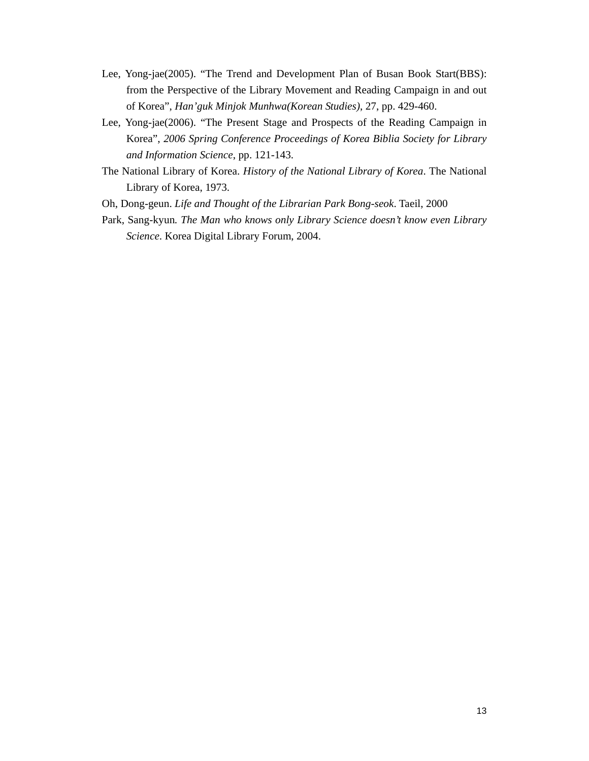Lee, Yong-jae(2005). "The Trend and Development Plan of Busan Book Start(BBS): from the Perspective of the Library Movement and Reading Campaign in and out of Korea", *Han'guk Minjok Munhwa(Korean Studies)*, 27, pp. 429-460.

Lee, Yong-jae(2006). "The Present Stage and Prospects of the Reading Campaign in Korea", *2006 Spring Conference Proceedings of Korea Biblia Society for Library and Information Science*, pp. 121-143.

The National Library of Korea. *History of the National Library of Korea*. The National Library of Korea, 1973.

Oh, Dong-geun. *Life and Thought of the Librarian Park Bong-seok*. Taeil, 2000

Park, Sang-kyun. *The Man who knows only Library Science doesn't know even Library Science*. Korea Digital Library Forum, 2004.